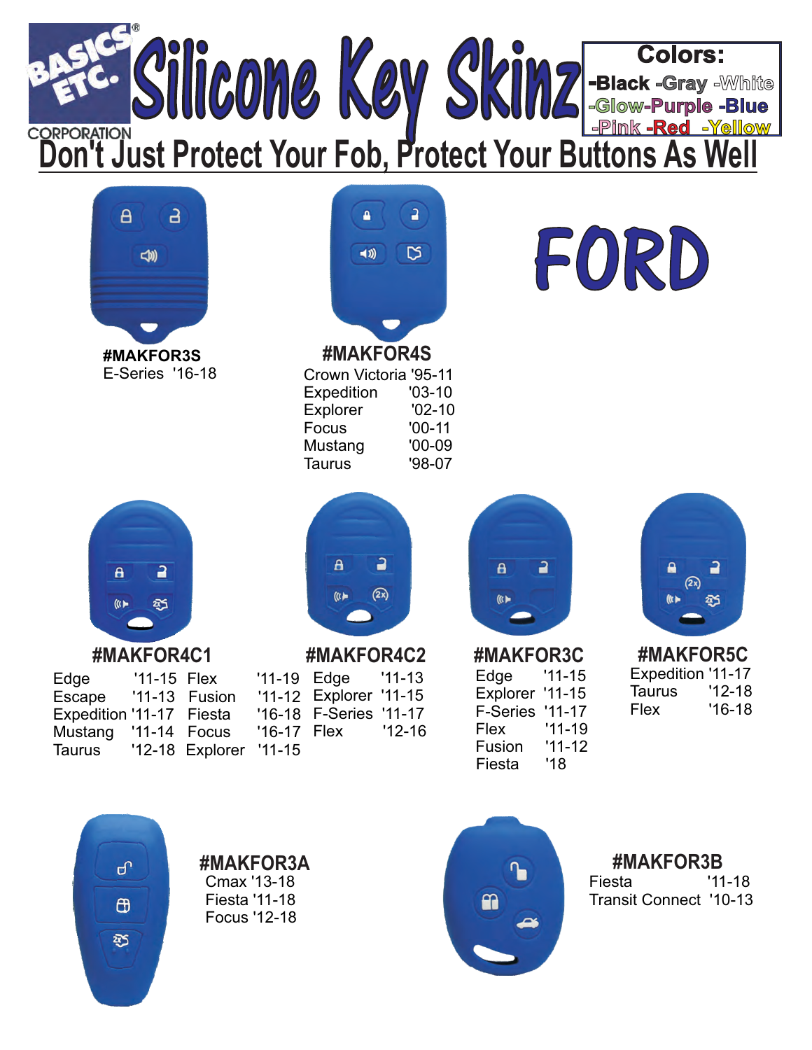BASICS ETC. CORPORATION

# Silicone Key Skinz

**Colors:**
-Black -Gray -White
-Glow-Purple -Blue
-Pink -Red -Yellow

## Don't Just Protect Your Fob, Protect Your Buttons As Well

# FORD

**#MAKFOR3S**

E-Series '16-18

**#MAKFOR4S**

| Model | Years |
|---|---|
| Crown Victoria | '95-11 |
| Expedition | '03-10 |
| Explorer | '02-10 |
| Focus | '00-11 |
| Mustang | '00-09 |
| Taurus | '98-07 |

**#MAKFOR4C1**

| Model | Years | Model | Years |
|---|---|---|---|
| Edge | '11-15 | Flex | '11-19 |
| Escape | '11-13 | Fusion | '11-12 |
| Expedition | '11-17 | Fiesta | '16-18 |
| Mustang | '11-14 | Focus | '16-17 |
| Taurus | '12-18 | Explorer | '11-15 |

**#MAKFOR4C2**

| Model | Years |
|---|---|
| Edge | '11-13 |
| Explorer | '11-15 |
| F-Series | '11-17 |
| Flex | '12-16 |

**#MAKFOR3C**

| Model | Years |
|---|---|
| Edge | '11-15 |
| Explorer | '11-15 |
| F-Series | '11-17 |
| Flex | '11-19 |
| Fusion | '11-12 |
| Fiesta | '18 |

**#MAKFOR5C**

| Model | Years |
|---|---|
| Expedition | '11-17 |
| Taurus | '12-18 |
| Flex | '16-18 |

**#MAKFOR3A**

Cmax '13-18
Fiesta '11-18
Focus '12-18

**#MAKFOR3B**

| Model | Years |
|---|---|
| Fiesta | '11-18 |
| Transit Connect | '10-13 |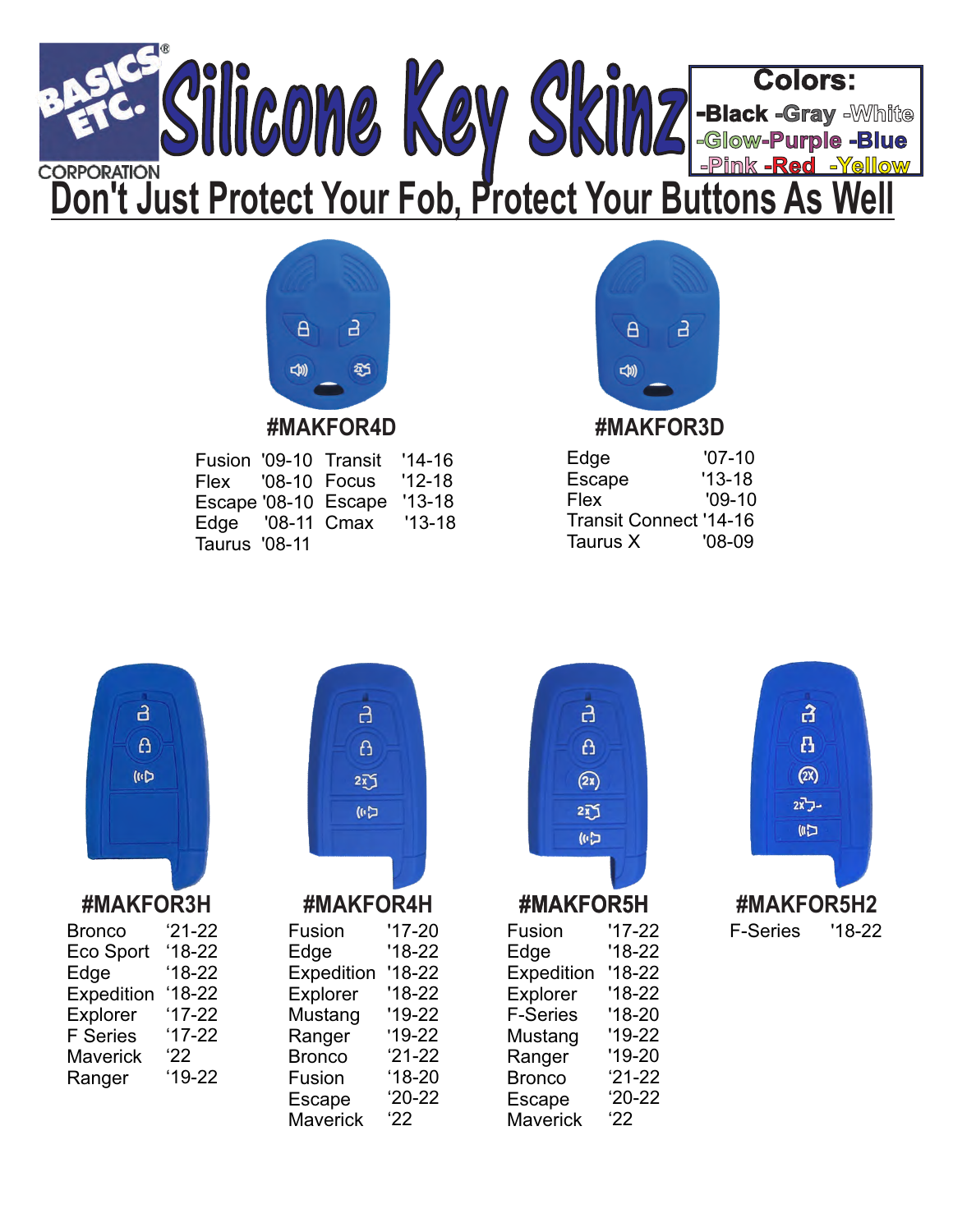BASICS ETC. CORPORATION

# Silicone Key Skinz

**Colors:** -Black -Gray -White -Glow-Purple -Blue -Pink -Red -Yellow

## Don't Just Protect Your Fob, Protect Your Buttons As Well

### #MAKFOR4D

| | | | |
|---|---|---|---|
| Fusion | '09-10 | Transit | '14-16 |
| Flex | '08-10 | Focus | '12-18 |
| Escape | '08-10 | Escape | '13-18 |
| Edge | '08-11 | Cmax | '13-18 |
| Taurus | '08-11 | | |

### #MAKFOR3D

| | |
|---|---|
| Edge | '07-10 |
| Escape | '13-18 |
| Flex | '09-10 |
| Transit Connect | '14-16 |
| Taurus X | '08-09 |

### #MAKFOR3H

| | |
|---|---|
| Bronco | '21-22 |
| Eco Sport | '18-22 |
| Edge | '18-22 |
| Expedition | '18-22 |
| Explorer | '17-22 |
| F Series | '17-22 |
| Maverick | '22 |
| Ranger | '19-22 |

### #MAKFOR4H

| | |
|---|---|
| Fusion | '17-20 |
| Edge | '18-22 |
| Expedition | '18-22 |
| Explorer | '18-22 |
| Mustang | '19-22 |
| Ranger | '19-22 |
| Bronco | '21-22 |
| Fusion | '18-20 |
| Escape | '20-22 |
| Maverick | '22 |

### #MAKFOR5H

| | |
|---|---|
| Fusion | '17-22 |
| Edge | '18-22 |
| Expedition | '18-22 |
| Explorer | '18-22 |
| F-Series | '18-20 |
| Mustang | '19-22 |
| Ranger | '19-20 |
| Bronco | '21-22 |
| Escape | '20-22 |
| Maverick | '22 |

### #MAKFOR5H2

| | |
|---|---|
| F-Series | '18-22 |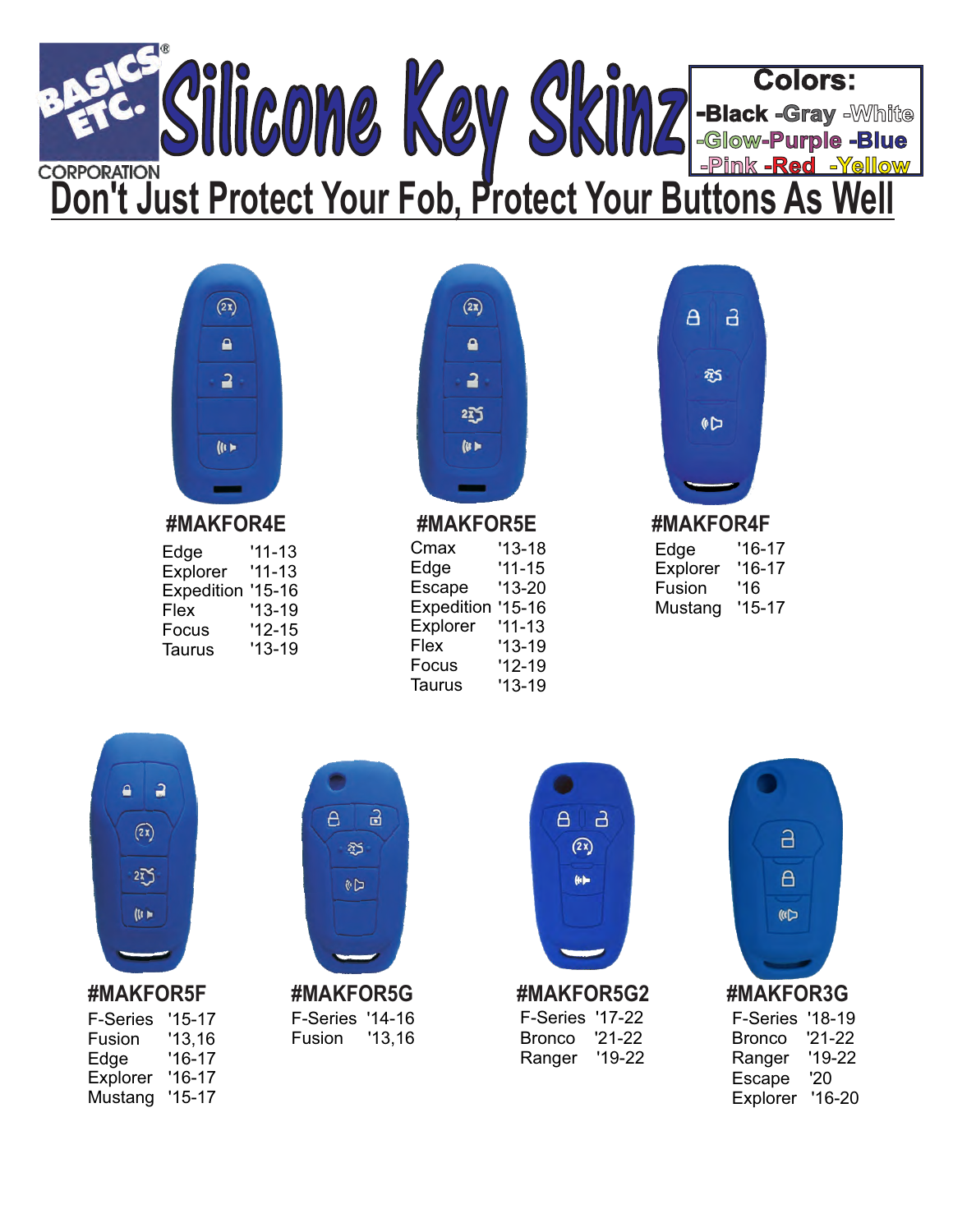BASICS ETC.® CORPORATION

# Silicone Key Skinz

**Colors:**
-Black -Gray -White
-Glow-Purple -Blue
-Pink -Red -Yellow

## Don't Just Protect Your Fob, Protect Your Buttons As Well

### #MAKFOR4E

| | |
|---|---|
| Edge | '11-13 |
| Explorer | '11-13 |
| Expedition | '15-16 |
| Flex | '13-19 |
| Focus | '12-15 |
| Taurus | '13-19 |

### #MAKFOR5E

| | |
|---|---|
| Cmax | '13-18 |
| Edge | '11-15 |
| Escape | '13-20 |
| Expedition | '15-16 |
| Explorer | '11-13 |
| Flex | '13-19 |
| Focus | '12-19 |
| Taurus | '13-19 |

### #MAKFOR4F

| | |
|---|---|
| Edge | '16-17 |
| Explorer | '16-17 |
| Fusion | '16 |
| Mustang | '15-17 |

### #MAKFOR5F

| | |
|---|---|
| F-Series | '15-17 |
| Fusion | '13,16 |
| Edge | '16-17 |
| Explorer | '16-17 |
| Mustang | '15-17 |

### #MAKFOR5G

| | |
|---|---|
| F-Series | '14-16 |
| Fusion | '13,16 |

### #MAKFOR5G2

| | |
|---|---|
| F-Series | '17-22 |
| Bronco | '21-22 |
| Ranger | '19-22 |

### #MAKFOR3G

| | |
|---|---|
| F-Series | '18-19 |
| Bronco | '21-22 |
| Ranger | '19-22 |
| Escape | '20 |
| Explorer | '16-20 |